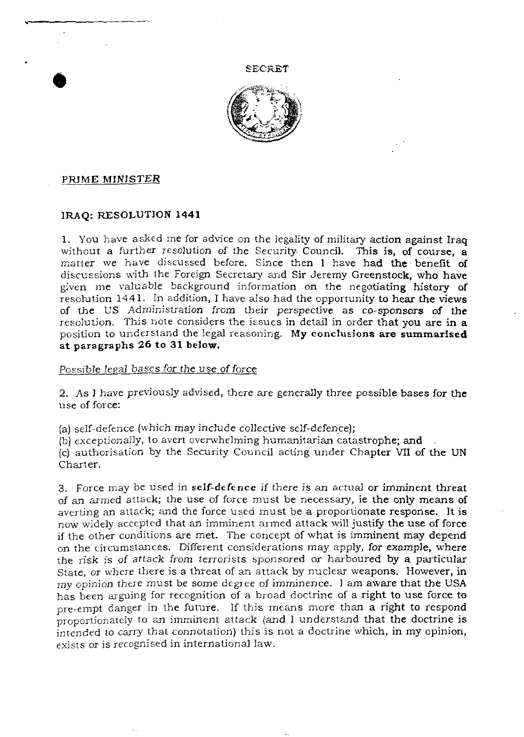SECRET

PRIME MINISTER

**IRAQ: RESOLUTION 1441**

1. You have asked me for advice on the legality of military action against Iraq without a further resolution of the Security Council. This is, of course, a matter we have discussed before. Since then I have had the benefit of discussions with the Foreign Secretary and Sir Jeremy Greenstock, who have given me valuable background information on the negotiating history of resolution 1441. In addition, I have also had the opportunity to hear the views of the US Administration from their perspective as co-sponsors of the resolution. This note considers the issues in detail in order that you are in a position to understand the legal reasoning. **My conclusions are summarised at paragraphs 26 to 31 below.**

*Possible legal bases for the use of force*

2. As I have previously advised, there are generally three possible bases for the use of force:

(a) self-defence (which may include collective self-defence);
(b) exceptionally, to avert overwhelming humanitarian catastrophe; and
(c) authorisation by the Security Council acting under Chapter VII of the UN Charter.

3. Force may be used in **self-defence** if there is an actual or imminent threat of an armed attack; the use of force must be necessary, ie the only means of averting an attack; and the force used must be a proportionate response. It is now widely accepted that an imminent armed attack will justify the use of force if the other conditions are met. The concept of what is imminent may depend on the circumstances. Different considerations may apply, for example, where the risk is of attack from terrorists sponsored or harboured by a particular State, or where there is a threat of an attack by nuclear weapons. However, in my opinion there must be some degree of imminence. I am aware that the USA has been arguing for recognition of a broad doctrine of a right to use force to pre-empt danger in the future. If this means more than a right to respond proportionately to an imminent attack (and I understand that the doctrine is intended to carry that connotation) this is not a doctrine which, in my opinion, exists or is recognised in international law.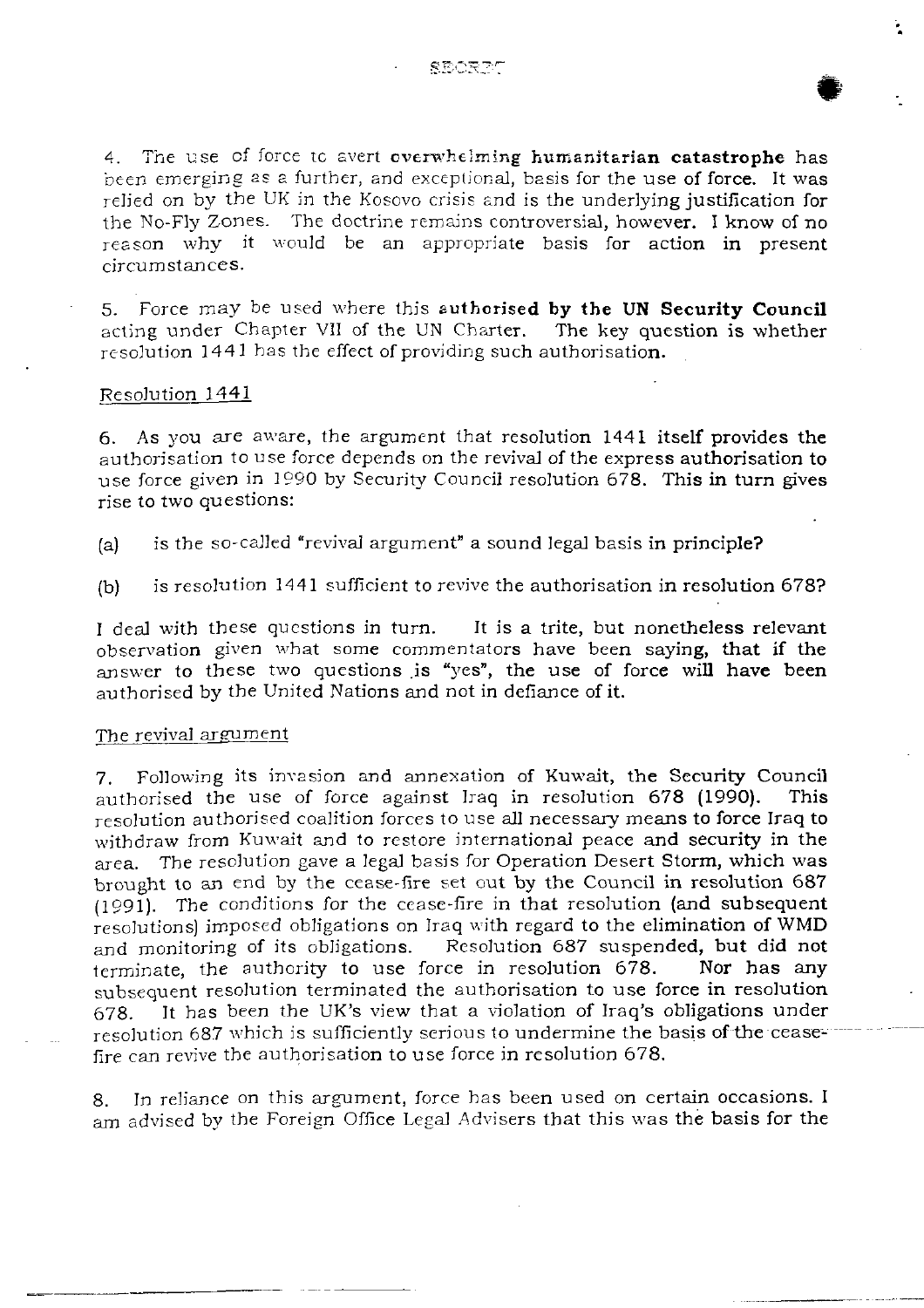4. The use of force to avert **overwhelming humanitarian catastrophe** has been emerging as a further, and exceptional, basis for the use of **force**. It was relied on by the UK in the Kosovo crisis and is the underlying justification for the No-Fly Zones. The doctrine remains controversial, however. I know of no reason why it would be an appropriate basis for action in present circumstances.

5. Force may be used where this **authorised by the UN Security Council** acting under Chapter VII of the UN Charter. The key question is whether resolution 1441 has the effect of providing such authorisation.

Resolution 1441

6. As you are aware, the argument that resolution 1441 itself provides the authorisation to use force depends on the revival of the express authorisation to use force given in 1990 by Security Council resolution 678. This in turn gives rise to two questions:

(a) is the so-called "revival argument" a sound legal basis in principle?

(b) is resolution 1441 sufficient to revive the authorisation in resolution 678?

I deal with these questions in turn. It is a trite, but nonetheless relevant observation given what some commentators have been saying, that if the answer to these two questions is "yes", the use of force will have been authorised by the United Nations and not in defiance of it.

The revival argument

7. Following its invasion and annexation of Kuwait, the Security Council authorised the use of force against Iraq in resolution 678 (1990). This resolution authorised coalition forces to use all necessary means to force Iraq to withdraw from Kuwait and to restore international peace and security in the area. The resolution gave a legal basis for Operation Desert Storm, which was brought to an end by the cease-fire set out by the Council in resolution 687 (1991). The conditions for the cease-fire in that resolution (and subsequent resolutions) imposed obligations on Iraq with regard to the elimination of WMD and monitoring of its obligations. Resolution 687 suspended, but did not terminate, the authority to use force in resolution 678. Nor has any subsequent resolution terminated the authorisation to use force in resolution 678. It has been the UK's view that a violation of Iraq's obligations under resolution 687 which is sufficiently serious to undermine the basis of the cease-fire can revive the authorisation to use force in resolution 678.

8. In reliance on this argument, force has been used on certain occasions. I am advised by the Foreign Office Legal Advisers that this was the basis for the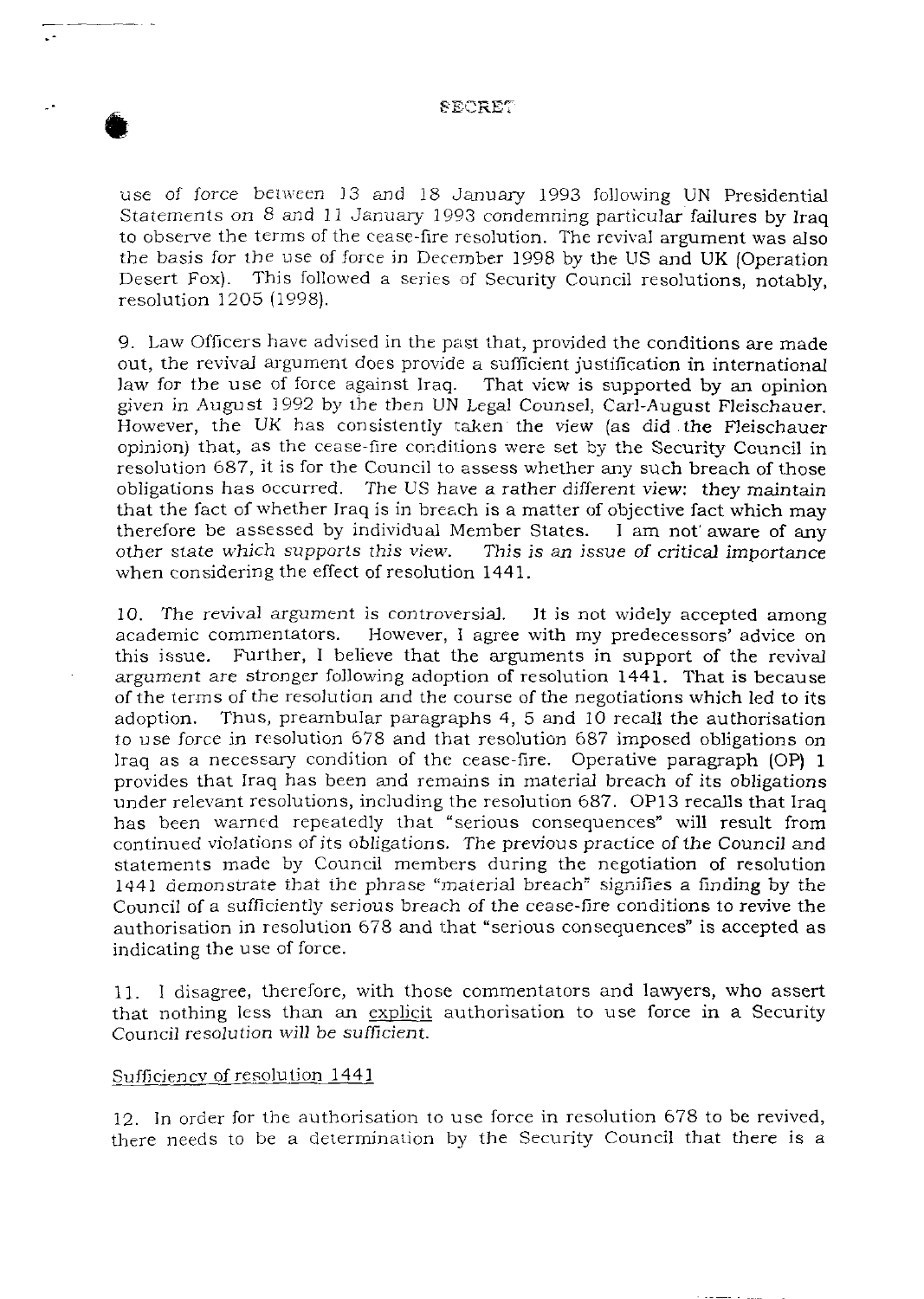use of force between 13 and 18 January 1993 following UN Presidential Statements on 8 and 11 January 1993 condemning particular failures by Iraq to observe the terms of the cease-fire resolution. The revival argument was also the basis for the use of force in December 1998 by the US and UK (Operation Desert Fox). This followed a series of Security Council resolutions, notably, resolution 1205 (1998).

9. Law Officers have advised in the past that, provided the conditions are made out, the revival argument does provide a sufficient justification in international law for the use of force against Iraq. That view is supported by an opinion given in August 1992 by the then UN Legal Counsel, Carl-August Fleischauer. However, the UK has consistently taken the view (as did the Fleischauer opinion) that, as the cease-fire conditions were set by the Security Council in resolution 687, it is for the Council to assess whether any such breach of those obligations has occurred. *The US have a rather different view: they maintain that the fact of whether Iraq is in breach is a matter of objective fact which may therefore be assessed by individual Member States. I am not aware of any other state which supports this view. This is an issue of critical importance* when considering the effect of resolution 1441.

10. The revival argument is controversial. It is not widely accepted among academic commentators. However, I agree with my predecessors' advice on this issue. Further, I believe that the arguments in support of the revival argument are stronger following adoption of resolution 1441. That is because of the terms of the resolution and the course of the negotiations which led to its adoption. Thus, preambular paragraphs 4, 5 and 10 recall the authorisation to use force in resolution 678 and that resolution 687 imposed obligations on Iraq as a necessary condition of the cease-fire. Operative paragraph (OP) 1 provides that Iraq has been and remains in material breach of its obligations under relevant resolutions, including the resolution 687. OP13 recalls that Iraq has been warned repeatedly that "serious consequences" will result from continued violations of its obligations. *The previous practice of the Council and statements made by Council members during the negotiation of resolution 1441 demonstrate that the phrase "material breach" signifies a finding by the Council of a sufficiently serious breach of the cease-fire conditions to revive the authorisation in resolution 678 and that "serious consequences" is accepted as indicating the use of force.*

11. I disagree, therefore, with those commentators and lawyers, who assert that nothing less than an explicit authorisation to use force in a Security Council resolution will be sufficient.

## Sufficiency of resolution 1441

12. In order for the authorisation to use force in resolution 678 to be revived, there needs to be a determination by the Security Council that there is a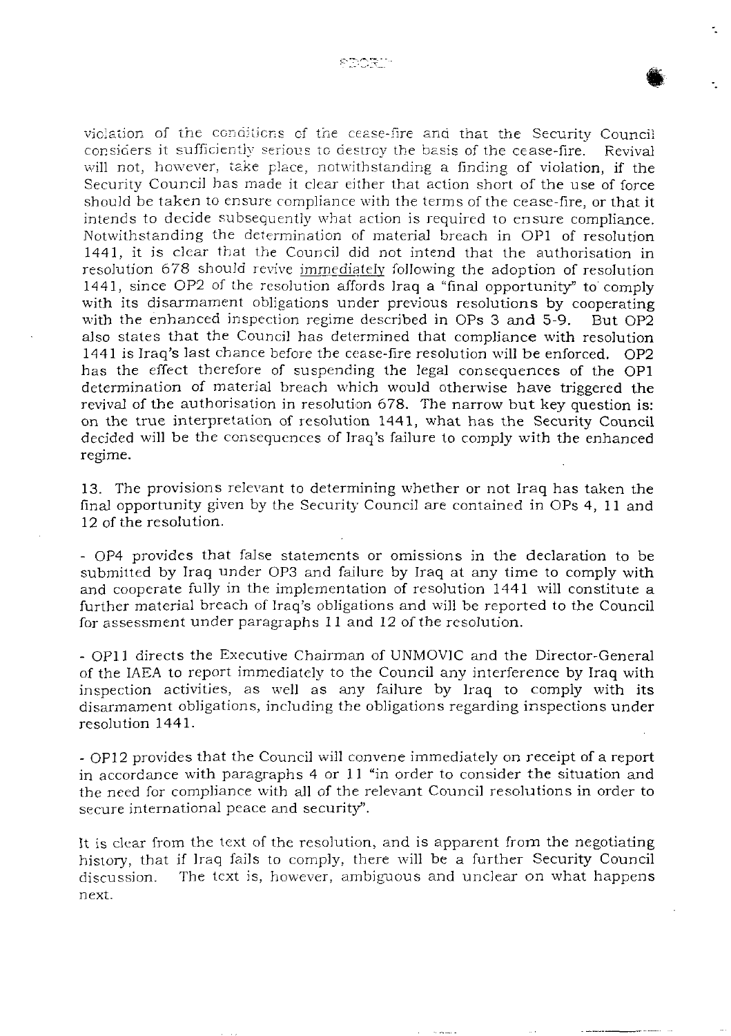violation of the conditions of the cease-fire and that the Security Council considers it sufficiently serious to destroy the basis of the cease-fire. Revival will not, however, take place, notwithstanding a finding of violation, if the Security Council has made it clear either that action short of the use of force should be taken to ensure compliance with the terms of the cease-fire, or that it intends to decide subsequently what action is required to ensure compliance. Notwithstanding the determination of material breach in OP1 of resolution 1441, it is clear that the Council did not intend that the authorisation in resolution 678 should revive immediately following the adoption of resolution 1441, since OP2 of the resolution affords Iraq a "final opportunity" to comply with its disarmament obligations under previous resolutions by cooperating with the enhanced inspection regime described in OPs 3 and 5-9. But OP2 also states that the Council has determined that compliance with resolution 1441 is Iraq's last chance before the cease-fire resolution will be enforced. OP2 has the effect therefore of suspending the legal consequences of the OP1 determination of material breach which would otherwise have triggered the revival of the authorisation in resolution 678. The narrow but key question is: on the true interpretation of resolution 1441, what has the Security Council decided will be the consequences of Iraq's failure to comply with the enhanced regime.

13. The provisions relevant to determining whether or not Iraq has taken the final opportunity given by the Security Council are contained in OPs 4, 11 and 12 of the resolution.

- OP4 provides that false statements or omissions in the declaration to be submitted by Iraq under OP3 and failure by Iraq at any time to comply with and cooperate fully in the implementation of resolution 1441 will constitute a further material breach of Iraq's obligations and will be reported to the Council for assessment under paragraphs 11 and 12 of the resolution.

- OP11 directs the Executive Chairman of UNMOVIC and the Director-General of the IAEA to report immediately to the Council any interference by Iraq with inspection activities, as well as any failure by Iraq to comply with its disarmament obligations, including the obligations regarding inspections under resolution 1441.

- OP12 provides that the Council will convene immediately on receipt of a report in accordance with paragraphs 4 or 11 "in order to consider the situation and the need for compliance with all of the relevant Council resolutions in order to secure international peace and security".

It is clear from the text of the resolution, and is apparent from the negotiating history, that if Iraq fails to comply, there will be a further Security Council discussion. The text is, however, ambiguous and unclear on what happens next.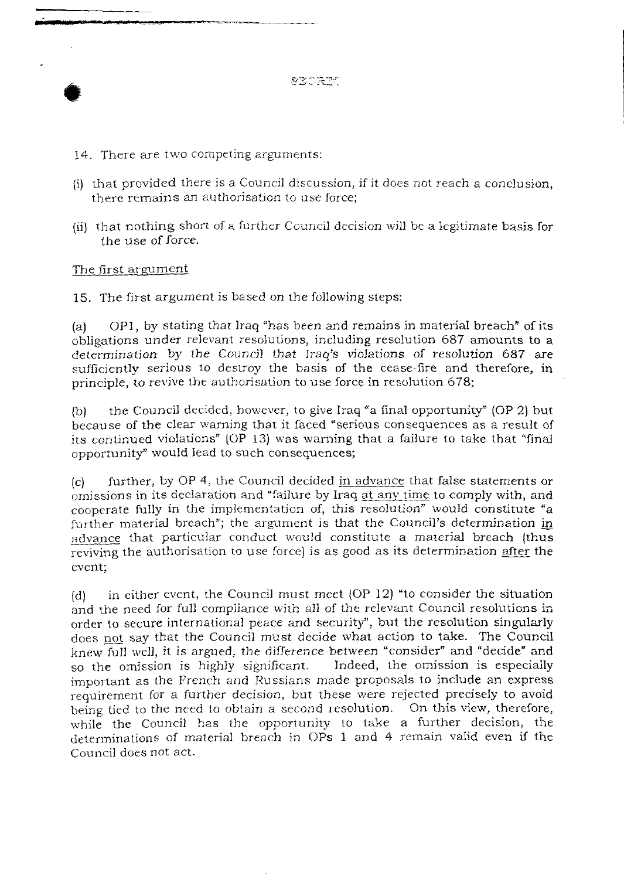SECRET

14. There are two competing arguments:

(i) that provided there is a Council discussion, if it does not reach a conclusion, there remains an authorisation to use force;

(ii) that nothing short of a further Council decision will be a legitimate basis for the use of force.

The first argument

15. The first argument is based on the following steps:

(a) OP1, by stating that Iraq "has been and remains in material breach" of its obligations under relevant resolutions, including resolution 687 amounts to a *determination by the Council that Iraq's violations of resolution 687 are* sufficiently serious to destroy the basis of the cease-fire and therefore, in principle, to revive the authorisation to use force in resolution 678;

(b) the Council decided, however, to give Iraq "a final opportunity" (OP 2) but because of the clear warning that it faced "serious consequences as a result of its continued violations" (OP 13) was warning that a failure to take that "final opportunity" would lead to such consequences;

(c) further, by OP 4, the Council decided in advance that false statements or omissions in its declaration and "failure by Iraq at any time to comply with, and cooperate fully in the implementation of, this resolution" would constitute "a further material breach"; the argument is that the Council's determination in advance that particular conduct would constitute a material breach (thus reviving the authorisation to use force) is as good as its determination after the event;

(d) in either event, the Council must meet (OP 12) "to consider the situation and the need for full compliance with all of the relevant Council resolutions in order to secure international peace and security", but the resolution singularly does not say that the Council must decide what action to take. The Council knew full well, it is argued, the difference between "consider" and "decide" and so the omission is highly significant. Indeed, the omission is especially important as the French and Russians made proposals to include an express requirement for a further decision, but these were rejected precisely to avoid being tied to the need to obtain a second resolution. On this view, therefore, while the Council has the opportunity to take a further decision, the determinations of material breach in OPs 1 and 4 remain valid even if the Council does not act.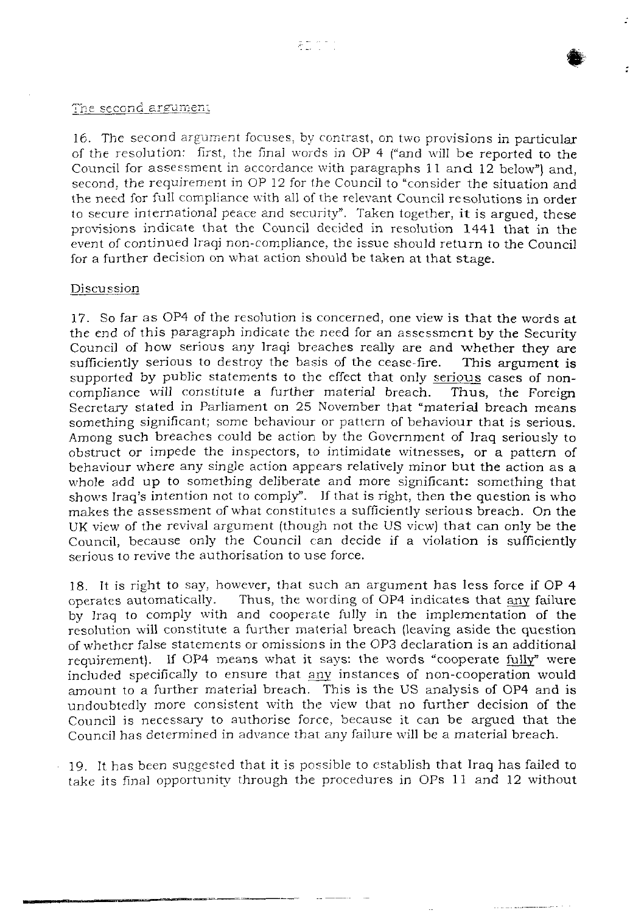The second argument

16. The second argument focuses, by contrast, on two provisions in particular of the resolution: first, the final words in OP 4 ("and will be reported to the Council for assessment in accordance with paragraphs 11 and 12 below") and, second, the requirement in OP 12 for the Council to "consider the situation and the need for full compliance with all of the relevant Council resolutions in order to secure international peace and security". Taken together, it is argued, these provisions indicate that the Council decided in resolution 1441 that in the event of continued Iraqi non-compliance, the issue should return to the Council for a further decision on what action should be taken at that stage.

Discussion

17. So far as OP4 of the resolution is concerned, one view is that the words at the end of this paragraph indicate the need for an assessment by the Security Council of how serious any Iraqi breaches really are and whether they are sufficiently serious to destroy the basis of the cease-fire. This argument is supported by public statements to the effect that only serious cases of non-compliance will constitute a further material breach. Thus, the Foreign Secretary stated in Parliament on 25 November that "material breach means something significant; some behaviour or pattern of behaviour that is serious. Among such breaches could be action by the Government of Iraq seriously to obstruct or impede the inspectors, to intimidate witnesses, or a pattern of behaviour where any single action appears relatively minor but the action as a whole add up to something deliberate and more significant: something that shows Iraq's intention not to comply". If that is right, then the question is who makes the assessment of what constitutes a sufficiently serious breach. On the UK view of the revival argument (though not the US view) that can only be the Council, because only the Council can decide if a violation is sufficiently serious to revive the authorisation to use force.

18. It is right to say, however, that such an argument has less force if OP 4 operates automatically. Thus, the wording of OP4 indicates that any failure by Iraq to comply with and cooperate fully in the implementation of the resolution will constitute a further material breach (leaving aside the question of whether false statements or omissions in the OP3 declaration is an additional requirement). If OP4 means what it says: the words "cooperate fully" were included specifically to ensure that any instances of non-cooperation would amount to a further material breach. This is the US analysis of OP4 and is undoubtedly more consistent with the view that no further decision of the Council is necessary to authorise force, because it can be argued that the Council has determined in advance that any failure will be a material breach.

19. It has been suggested that it is possible to establish that Iraq has failed to take its final opportunity through the procedures in OPs 11 and 12 without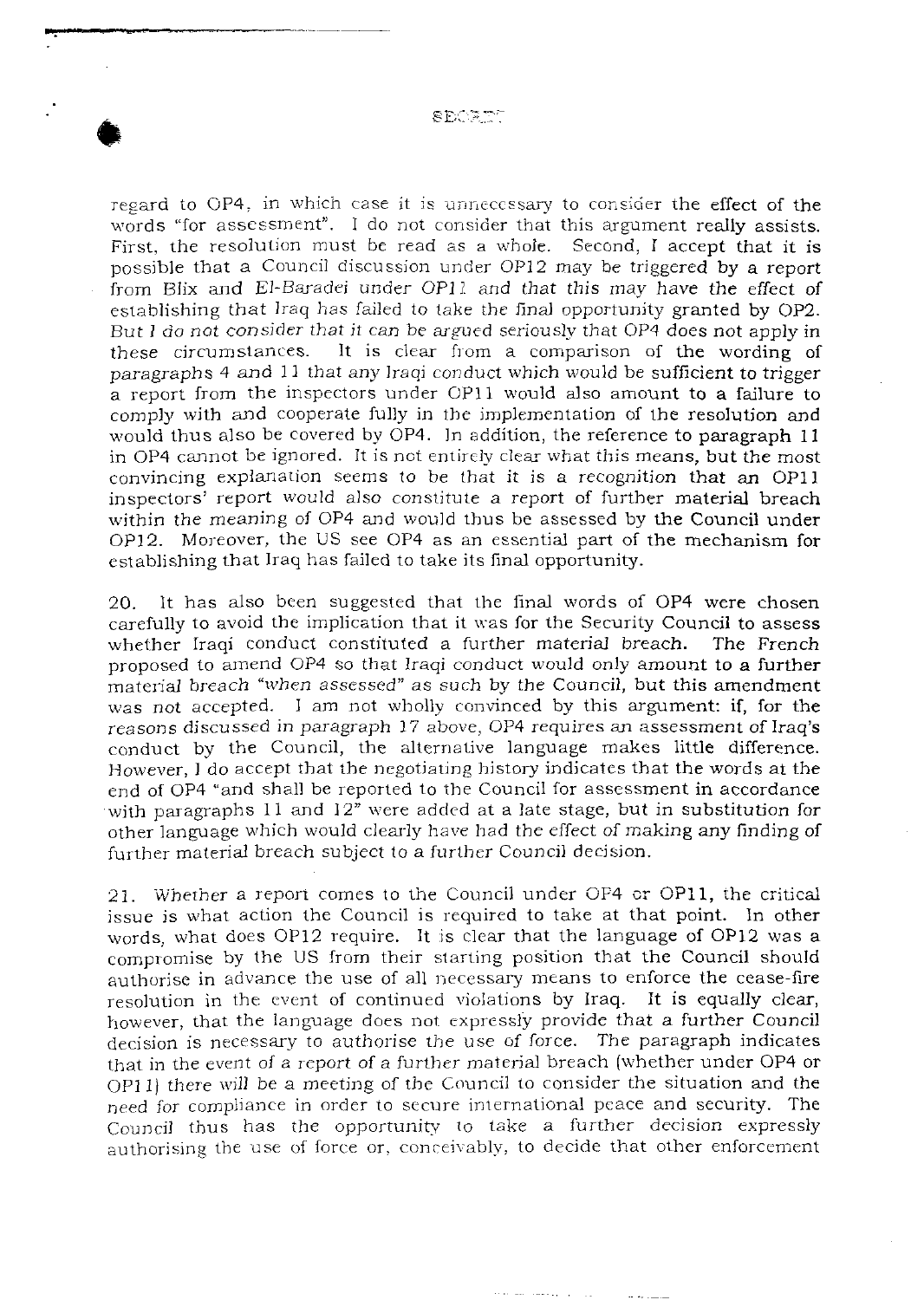SECRET

regard to OP4, in which case it is unnecessary to consider the effect of the words "for assessment". I do not consider that this argument really assists. First, the resolution must be read as a whole. Second, I accept that it is possible that a Council discussion under OP12 may be triggered by a report from Blix and El-Baradei under OP11 and that this may have the effect of establishing that Iraq has failed to take the final opportunity granted by OP2. But I do not consider that it can be argued seriously that OP4 does not apply in these circumstances. It is clear from a comparison of the wording of paragraphs 4 and 11 that any Iraqi conduct which would be sufficient to trigger a report from the inspectors under OP11 would also amount to a failure to comply with and cooperate fully in the implementation of the resolution and would thus also be covered by OP4. In addition, the reference to paragraph 11 in OP4 cannot be ignored. It is not entirely clear what this means, but the most convincing explanation seems to be that it is a recognition that an OP11 inspectors' report would also constitute a report of further material breach within the meaning of OP4 and would thus be assessed by the Council under OP12. Moreover, the US see OP4 as an essential part of the mechanism for establishing that Iraq has failed to take its final opportunity.

20. It has also been suggested that the final words of OP4 were chosen carefully to avoid the implication that it was for the Security Council to assess whether Iraqi conduct constituted a further material breach. The French proposed to amend OP4 so that Iraqi conduct would only amount to a further material breach "when assessed" as such by the Council, but this amendment was not accepted. I am not wholly convinced by this argument: if, for the reasons discussed in paragraph 17 above, OP4 requires an assessment of Iraq's conduct by the Council, the alternative language makes little difference. However, I do accept that the negotiating history indicates that the words at the end of OP4 "and shall be reported to the Council for assessment in accordance with paragraphs 11 and 12" were added at a late stage, but in substitution for other language which would clearly have had the effect of making any finding of further material breach subject to a further Council decision.

21. Whether a report comes to the Council under OP4 or OP11, the critical issue is what action the Council is required to take at that point. In other words, what does OP12 require. It is clear that the language of OP12 was a compromise by the US from their starting position that the Council should authorise in advance the use of all necessary means to enforce the cease-fire resolution in the event of continued violations by Iraq. It is equally clear, however, that the language does not expressly provide that a further Council decision is necessary to authorise the use of force. The paragraph indicates that in the event of a report of a further material breach (whether under OP4 or OP11) there will be a meeting of the Council to consider the situation and the need for compliance in order to secure international peace and security. The Council thus has the opportunity to take a further decision expressly authorising the use of force or, conceivably, to decide that other enforcement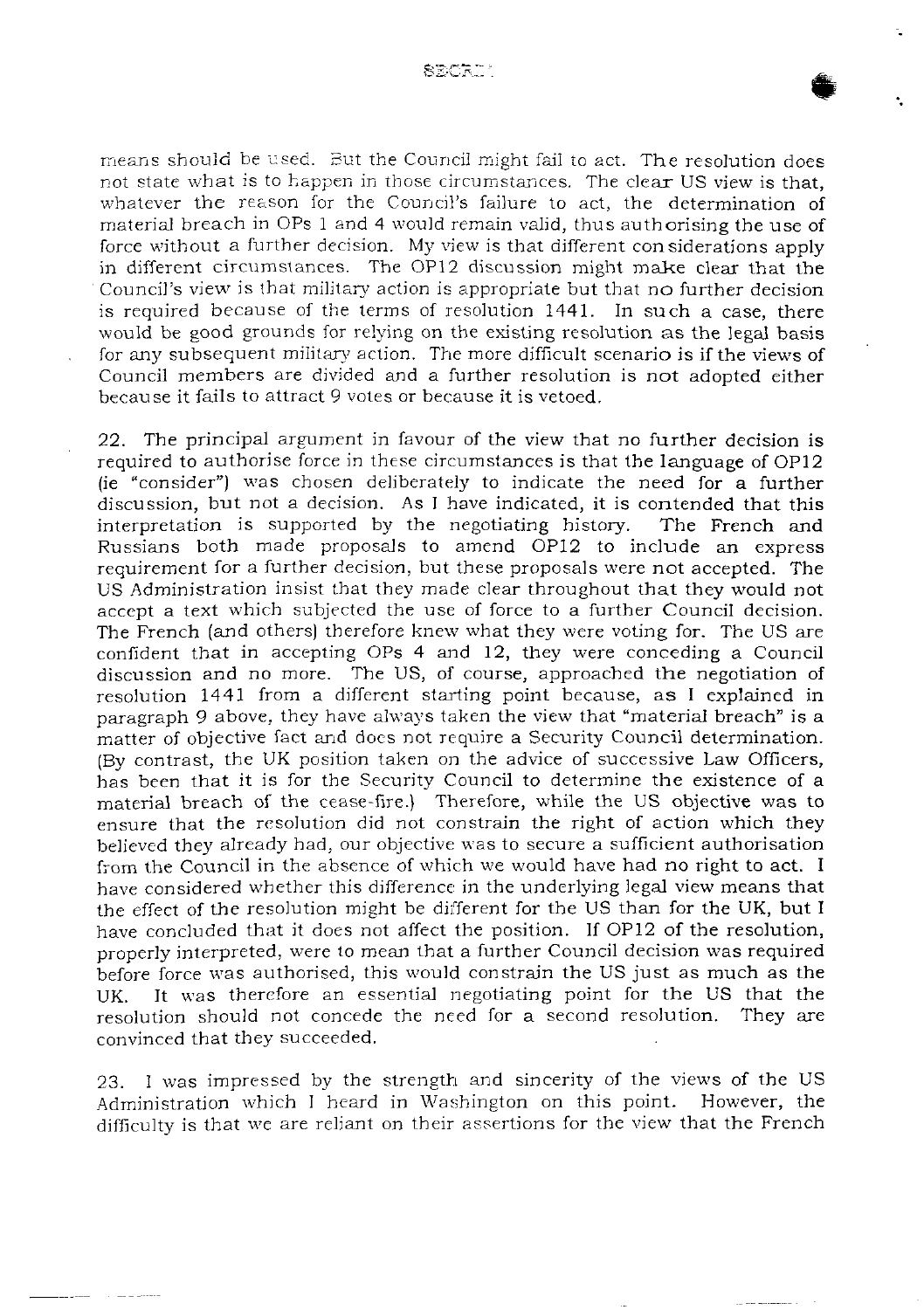means should be used. But the Council might fail to act. The resolution does not state what is to happen in those circumstances. The clear US view is that, whatever the reason for the Council's failure to act, the determination of material breach in OPs 1 and 4 would remain valid, thus authorising the use of force without a further decision. My view is that different considerations apply in different circumstances. The OP12 discussion might make clear that the Council's view is that military action is appropriate but that no further decision is required because of the terms of resolution 1441. In such a case, there would be good grounds for relying on the existing resolution as the legal basis for any subsequent military action. The more difficult scenario is if the views of Council members are divided and a further resolution is not adopted either because it fails to attract 9 votes or because it is vetoed.

22. The principal argument in favour of the view that no further decision is required to authorise force in these circumstances is that the language of OP12 (ie "consider") was chosen deliberately to indicate the need for a further discussion, but not a decision. As I have indicated, it is contended that this interpretation is supported by the negotiating history. The French and Russians both made proposals to amend OP12 to include an express requirement for a further decision, but these proposals were not accepted. The US Administration insist that they made clear throughout that they would not accept a text which subjected the use of force to a further Council decision. The French (and others) therefore knew what they were voting for. The US are confident that in accepting OPs 4 and 12, they were conceding a Council discussion and no more. The US, of course, approached the negotiation of resolution 1441 from a different starting point because, as I explained in paragraph 9 above, they have always taken the view that "material breach" is a matter of objective fact and does not require a Security Council determination. (By contrast, the UK position taken on the advice of successive Law Officers, has been that it is for the Security Council to determine the existence of a material breach of the cease-fire.) Therefore, while the US objective was to ensure that the resolution did not constrain the right of action which they believed they already had, our objective was to secure a sufficient authorisation from the Council in the absence of which we would have had no right to act. I have considered whether this difference in the underlying legal view means that the effect of the resolution might be different for the US than for the UK, but I have concluded that it does not affect the position. If OP12 of the resolution, properly interpreted, were to mean that a further Council decision was required before force was authorised, this would constrain the US just as much as the UK. It was therefore an essential negotiating point for the US that the resolution should not concede the need for a second resolution. They are convinced that they succeeded.

23. I was impressed by the strength and sincerity of the views of the US Administration which I heard in Washington on this point. However, the difficulty is that we are reliant on their assertions for the view that the French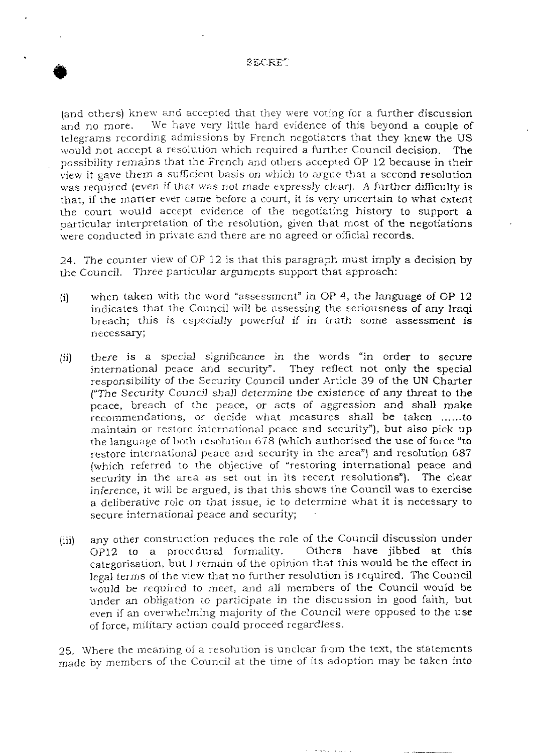SECRET

(and others) knew and accepted that they were voting for a further discussion and no more. We have very little hard evidence of this beyond a couple of telegrams recording admissions by French negotiators that they knew the US would not accept a resolution which required a further Council decision. The possibility remains that the French and others accepted OP 12 because in their view it gave them a sufficient basis on which to argue that a second resolution was required (even if that was not made expressly clear). A further difficulty is that, if the matter ever came before a court, it is very uncertain to what extent the court would accept evidence of the negotiating history to support a particular interpretation of the resolution, given that most of the negotiations were conducted in private and there are no agreed or official records.

24. The counter view of OP 12 is that this paragraph must imply a decision by the Council. Three particular arguments support that approach:

(i) when taken with the word "assessment" in OP 4, the language of OP 12 indicates that the Council will be assessing the seriousness of any Iraqi breach; this is especially powerful if in truth some assessment is necessary;

(ii) there is a special significance in the words "in order to secure international peace and security". They reflect not only the special responsibility of the Security Council under Article 39 of the UN Charter ("The Security Council shall *determine* the existence of any threat to the peace, breach of the peace, or acts of aggression and shall make recommendations, or decide what measures shall be taken ......to maintain or restore international peace and security"), but also pick up the language of both resolution 678 (which authorised the use of force "to restore international peace and security in the area") and resolution 687 (which referred to the objective of "restoring international peace and security in the area as set out in its recent resolutions"). The clear inference, it will be argued, is that this shows the Council was to exercise a deliberative role on that issue, ie to determine what it is necessary to secure international peace and security;

(iii) any other construction reduces the role of the Council discussion under OP12 to a procedural formality. Others have jibbed at this categorisation, but I remain of the opinion that this would be the effect in legal terms of the view that no further resolution is required. The Council would be required to meet, and all members of the Council would be under an obligation to participate in the discussion in good faith, but even if an overwhelming majority of the Council were opposed to the use of force, military action could proceed regardless.

25. Where the meaning of a resolution is unclear from the text, the statements made by members of the Council at the time of its adoption may be taken into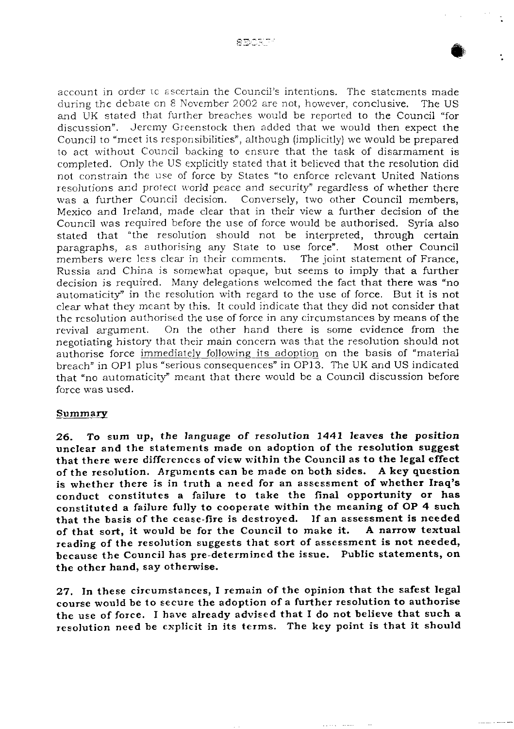account in order to ascertain the Council's intentions. The statements made during the debate on 8 November 2002 are not, however, conclusive. The US and UK stated that further breaches would be reported to the Council "for discussion". Jeremy Greenstock then added that we would then expect the Council to "meet its responsibilities", although (implicitly) we would be prepared to act without Council backing to ensure that the task of disarmament is completed. Only the US explicitly stated that it believed that the resolution did not constrain the use of force by States "to enforce relevant United Nations resolutions and protect world peace and security" regardless of whether there was a further Council decision. Conversely, two other Council members, Mexico and Ireland, made clear that in their view a further decision of the Council was required before the use of force would be authorised. Syria also stated that "the resolution should not be interpreted, through certain paragraphs, as authorising any State to use force". Most other Council members were less clear in their comments. The joint statement of France, Russia and China is somewhat opaque, but seems to imply that a further decision is required. Many delegations welcomed the fact that there was "no automaticity" in the resolution with regard to the use of force. But it is not clear what they meant by this. It could indicate that they did not consider that the resolution authorised the use of force in any circumstances by means of the revival argument. On the other hand there is some evidence from the negotiating history that their main concern was that the resolution should not authorise force <u>immediately following its adoption</u> on the basis of "material breach" in OP1 plus "serious consequences" in OP13. The UK and US indicated that "no automaticity" meant that there would be a Council discussion before force was used.

<u>**Summary**</u>

**26. *To sum up, the language of resolution 1441 leaves the position unclear and the statements made on adoption of the resolution suggest that there were differences of view within the Council as to the legal effect of the resolution.* Arguments can be made on both sides. A key question is whether there is in truth a need for an assessment of whether Iraq's conduct constitutes a failure to take the final opportunity or has constituted a failure fully to cooperate within the meaning of OP 4 such that the basis of the cease-fire is destroyed. If an assessment is needed of that sort, it would be for the Council to make it. A narrow textual reading of the resolution suggests that sort of assessment is not needed, because the Council has pre-determined the issue. Public statements, on the other hand, say otherwise.**

**27. In these circumstances, I remain of the opinion that the safest legal course would be to secure the adoption of a further resolution to authorise the use of force. I have already advised that I do not believe that such a resolution need be explicit in its terms. The key point is that it should**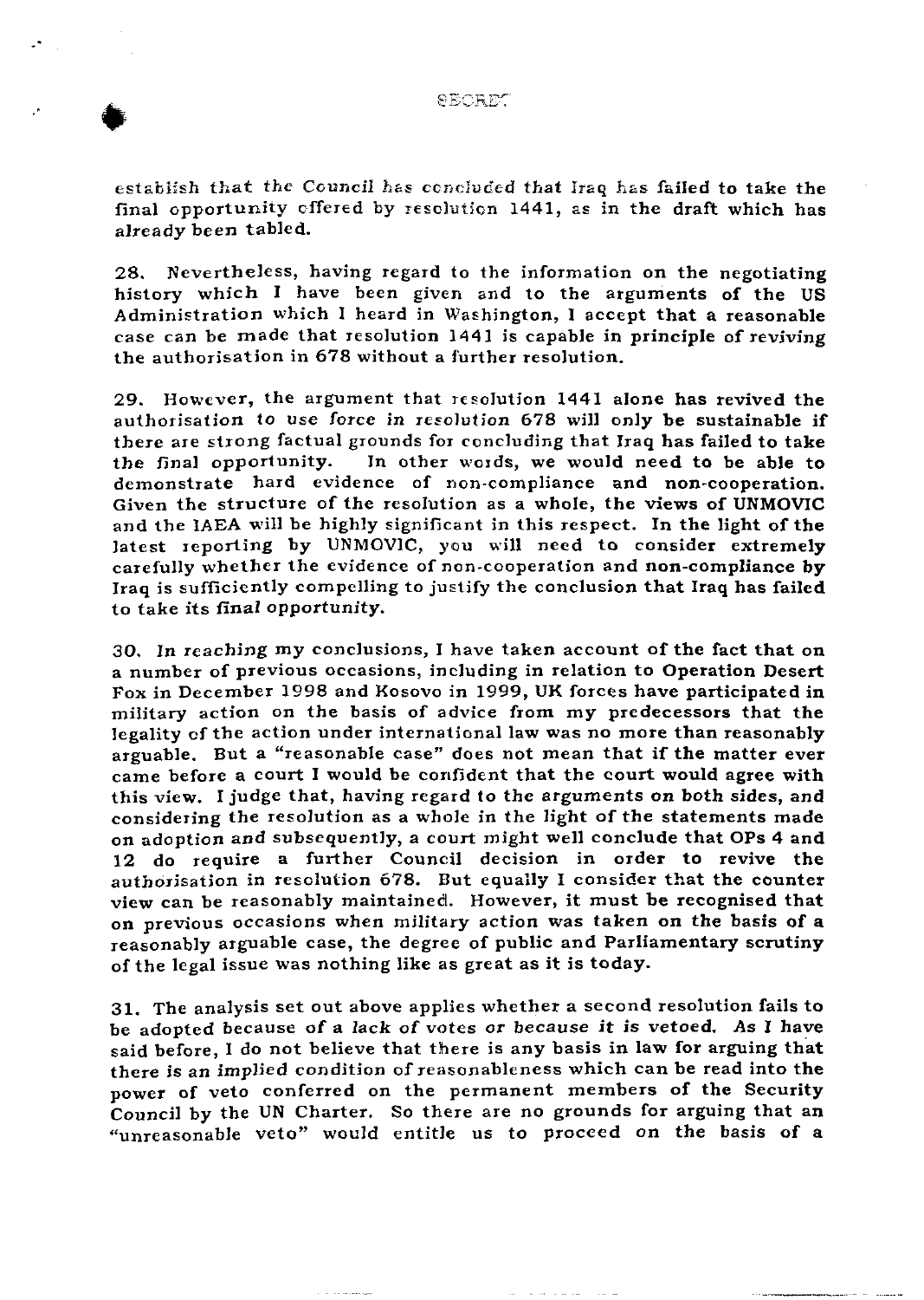establish that the Council has concluded that Iraq has failed to take the final opportunity offered by resolution 1441, as in the draft which has already been tabled.

28. Nevertheless, having regard to the information on the negotiating history which I have been given and to the arguments of the US Administration which I heard in Washington, I accept that a reasonable case can be made that resolution 1441 is capable in principle of reviving the authorisation in 678 without a further resolution.

29. However, the argument that resolution 1441 alone has revived the authorisation to use force in resolution 678 will only be sustainable if there are strong factual grounds for concluding that Iraq has failed to take the final opportunity. In other words, we would need to be able to demonstrate hard evidence of non-compliance and non-cooperation. Given the structure of the resolution as a whole, the views of UNMOVIC and the IAEA will be highly significant in this respect. In the light of the latest reporting by UNMOVIC, you will need to consider extremely carefully whether the evidence of non-cooperation and non-compliance by Iraq is sufficiently compelling to justify the conclusion that Iraq has failed to take its final opportunity.

30. In reaching my conclusions, I have taken account of the fact that on a number of previous occasions, including in relation to Operation Desert Fox in December 1998 and Kosovo in 1999, UK forces have participated in military action on the basis of advice from my predecessors that the legality of the action under international law was no more than reasonably arguable. But a "reasonable case" does not mean that if the matter ever came before a court I would be confident that the court would agree with this view. I judge that, having regard to the arguments on both sides, and considering the resolution as a whole in the light of the statements made on adoption and subsequently, a court might well conclude that OPs 4 and 12 do require a further Council decision in order to revive the authorisation in resolution 678. But equally I consider that the counter view can be reasonably maintained. However, it must be recognised that on previous occasions when military action was taken on the basis of a reasonably arguable case, the degree of public and Parliamentary scrutiny of the legal issue was nothing like as great as it is today.

31. The analysis set out above applies whether a second resolution fails to be adopted because of a lack of votes or because it is vetoed. As I have said before, I do not believe that there is any basis in law for arguing that there is an implied condition of reasonableness which can be read into the power of veto conferred on the permanent members of the Security Council by the UN Charter. So there are no grounds for arguing that an "unreasonable veto" would entitle us to proceed on the basis of a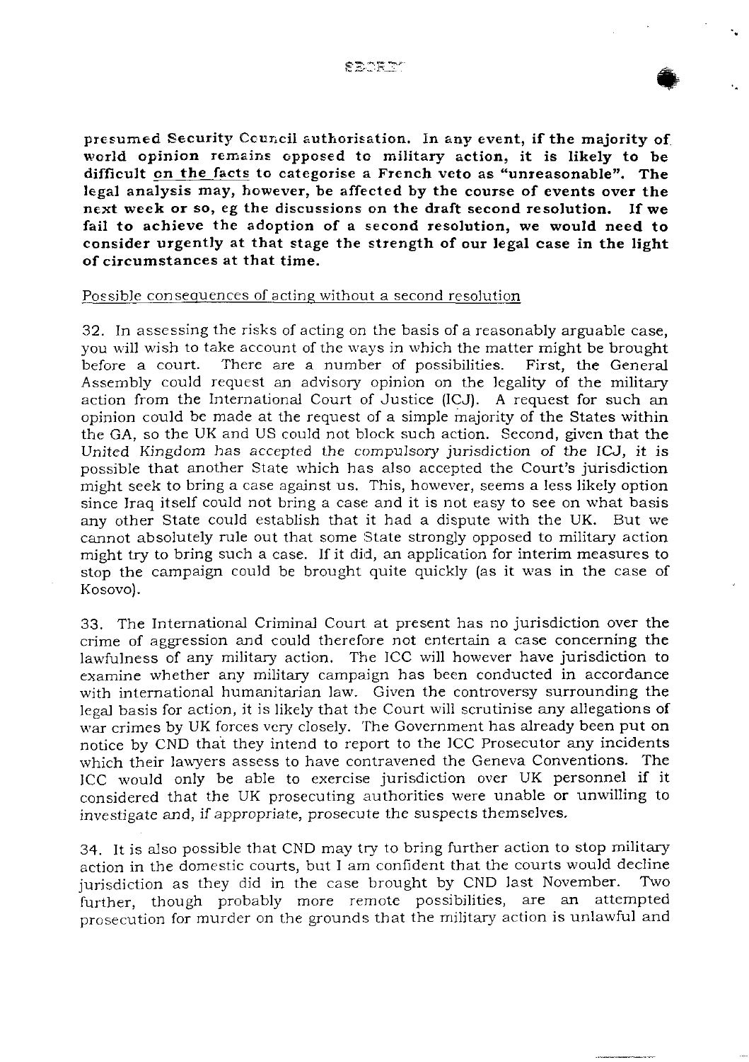**presumed Security Council authorisation. In any event, if the majority of world opinion remains opposed to military action, it is likely to be difficult <u>on the facts</u> to categorise a French veto as "unreasonable". The legal analysis may, however, be affected by the course of events over the next week or so, eg the discussions on the draft second resolution. If we fail to achieve the adoption of a second resolution, we would need to consider urgently at that stage the strength of our legal case in the light of circumstances at that time.**

<u>Possible consequences of acting without a second resolution</u>

32. In assessing the risks of acting on the basis of a reasonably arguable case, you will wish to take account of the ways in which the matter might be brought before a court. There are a number of possibilities. First, the General Assembly could request an advisory opinion on the legality of the military action from the International Court of Justice (ICJ). A request for such an opinion could be made at the request of a simple majority of the States within the GA, so the UK and US could not block such action. Second, given that the United Kingdom has accepted the compulsory jurisdiction of the ICJ, it is possible that another State which has also accepted the Court's jurisdiction might seek to bring a case against us. This, however, seems a less likely option since Iraq itself could not bring a case and it is not easy to see on what basis any other State could establish that it had a dispute with the UK. But we cannot absolutely rule out that some State strongly opposed to military action might try to bring such a case. If it did, an application for interim measures to stop the campaign could be brought quite quickly (as it was in the case of Kosovo).

33. The International Criminal Court at present has no jurisdiction over the crime of aggression and could therefore not entertain a case concerning the lawfulness of any military action. The ICC will however have jurisdiction to examine whether any military campaign has been conducted in accordance with international humanitarian law. Given the controversy surrounding the legal basis for action, it is likely that the Court will scrutinise any allegations of war crimes by UK forces very closely. The Government has already been put on notice by CND that they intend to report to the ICC Prosecutor any incidents which their lawyers assess to have contravened the Geneva Conventions. The ICC would only be able to exercise jurisdiction over UK personnel if it considered that the UK prosecuting authorities were unable or unwilling to investigate and, if appropriate, prosecute the suspects themselves.

34. It is also possible that CND may try to bring further action to stop military action in the domestic courts, but I am confident that the courts would decline jurisdiction as they did in the case brought by CND last November. Two further, though probably more remote possibilities, are an attempted prosecution for murder on the grounds that the military action is unlawful and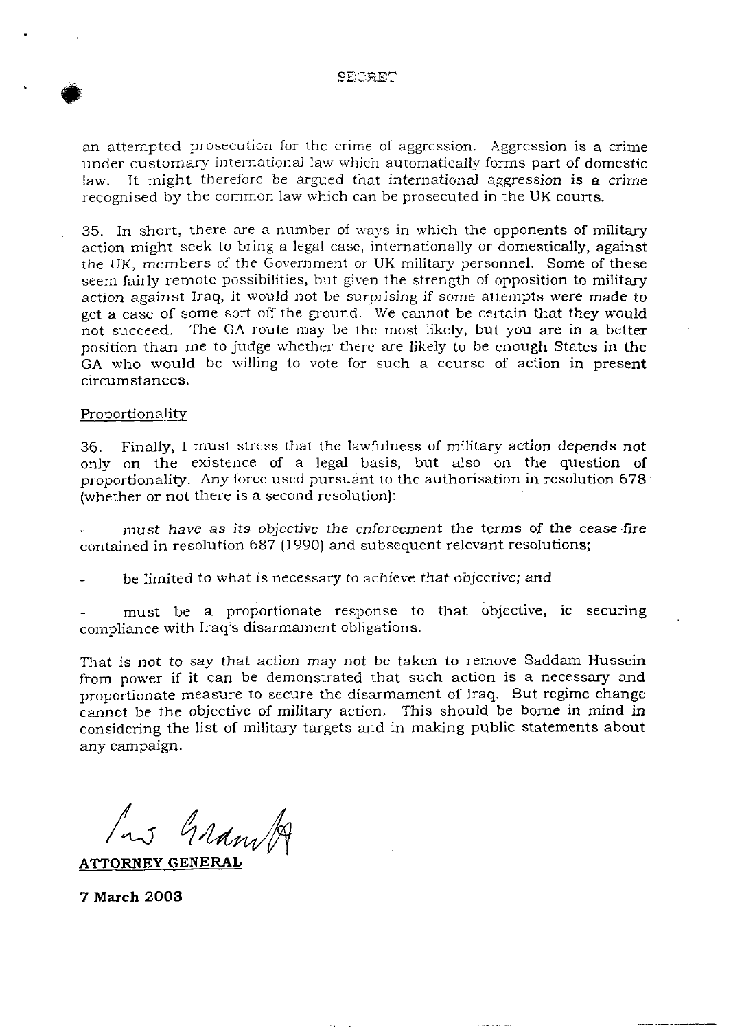SECRET

an attempted prosecution for the crime of aggression. Aggression is a crime under customary international law which automatically forms part of domestic law. It might therefore be argued that international aggression is a crime recognised by the common law which can be prosecuted in the UK courts.

35. In short, there are a number of ways in which the opponents of military action might seek to bring a legal case, internationally or domestically, against the UK, members of the Government or UK military personnel. Some of these seem fairly remote possibilities, but given the strength of opposition to military action against Iraq, it would not be surprising if some attempts were made to get a case of some sort off the ground. We cannot be certain that they would not succeed. The GA route may be the most likely, but you are in a better position than me to judge whether there are likely to be enough States in the GA who would be willing to vote for such a course of action in present circumstances.

Proportionality

36. Finally, I must stress that the lawfulness of military action depends not only on the existence of a legal basis, but also on the question of proportionality. Any force used pursuant to the authorisation in resolution 678 (whether or not there is a second resolution):

- must have as its objective the enforcement the terms of the cease-fire contained in resolution 687 (1990) and subsequent relevant resolutions;
- be limited to what is necessary to achieve that objective; and
- must be a proportionate response to that objective, ie securing compliance with Iraq's disarmament obligations.

That is not to say that action may not be taken to remove Saddam Hussein from power if it can be demonstrated that such action is a necessary and proportionate measure to secure the disarmament of Iraq. But regime change cannot be the objective of military action. This should be borne in mind in considering the list of military targets and in making public statements about any campaign.

Lord Goldsmith

**ATTORNEY GENERAL**

**7 March 2003**